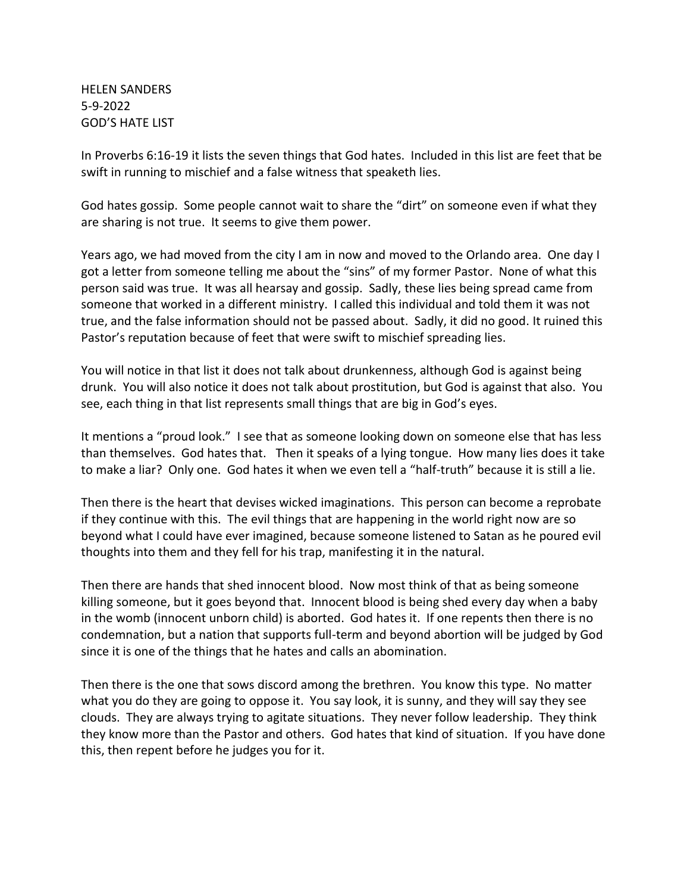HELEN SANDERS
5-9-2022
GOD'S HATE LIST

In Proverbs 6:16-19 it lists the seven things that God hates. Included in this list are feet that be swift in running to mischief and a false witness that speaketh lies.

God hates gossip. Some people cannot wait to share the "dirt" on someone even if what they are sharing is not true. It seems to give them power.

Years ago, we had moved from the city I am in now and moved to the Orlando area. One day I got a letter from someone telling me about the "sins" of my former Pastor. None of what this person said was true. It was all hearsay and gossip. Sadly, these lies being spread came from someone that worked in a different ministry. I called this individual and told them it was not true, and the false information should not be passed about. Sadly, it did no good. It ruined this Pastor's reputation because of feet that were swift to mischief spreading lies.

You will notice in that list it does not talk about drunkenness, although God is against being drunk. You will also notice it does not talk about prostitution, but God is against that also. You see, each thing in that list represents small things that are big in God's eyes.

It mentions a "proud look." I see that as someone looking down on someone else that has less than themselves. God hates that. Then it speaks of a lying tongue. How many lies does it take to make a liar? Only one. God hates it when we even tell a "half-truth" because it is still a lie.

Then there is the heart that devises wicked imaginations. This person can become a reprobate if they continue with this. The evil things that are happening in the world right now are so beyond what I could have ever imagined, because someone listened to Satan as he poured evil thoughts into them and they fell for his trap, manifesting it in the natural.

Then there are hands that shed innocent blood. Now most think of that as being someone killing someone, but it goes beyond that. Innocent blood is being shed every day when a baby in the womb (innocent unborn child) is aborted. God hates it. If one repents then there is no condemnation, but a nation that supports full-term and beyond abortion will be judged by God since it is one of the things that he hates and calls an abomination.

Then there is the one that sows discord among the brethren. You know this type. No matter what you do they are going to oppose it. You say look, it is sunny, and they will say they see clouds. They are always trying to agitate situations. They never follow leadership. They think they know more than the Pastor and others. God hates that kind of situation. If you have done this, then repent before he judges you for it.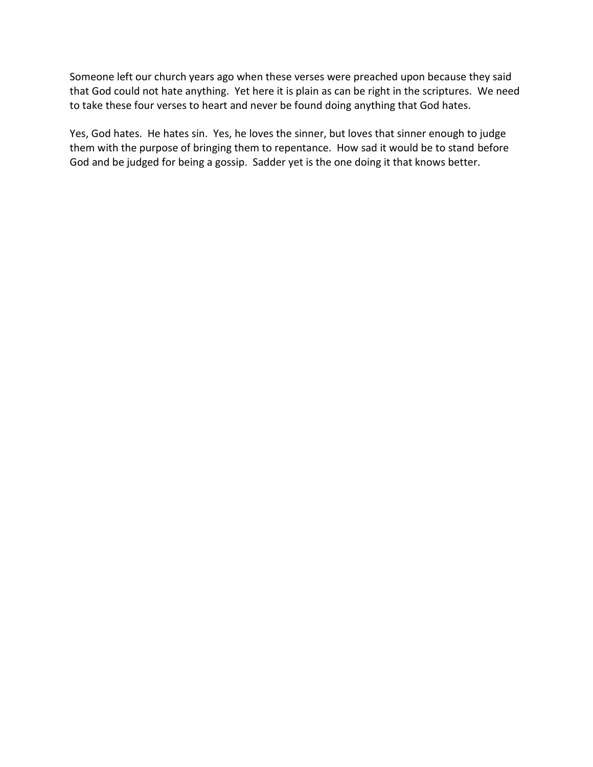Someone left our church years ago when these verses were preached upon because they said that God could not hate anything. Yet here it is plain as can be right in the scriptures. We need to take these four verses to heart and never be found doing anything that God hates.

Yes, God hates. He hates sin. Yes, he loves the sinner, but loves that sinner enough to judge them with the purpose of bringing them to repentance. How sad it would be to stand before God and be judged for being a gossip. Sadder yet is the one doing it that knows better.